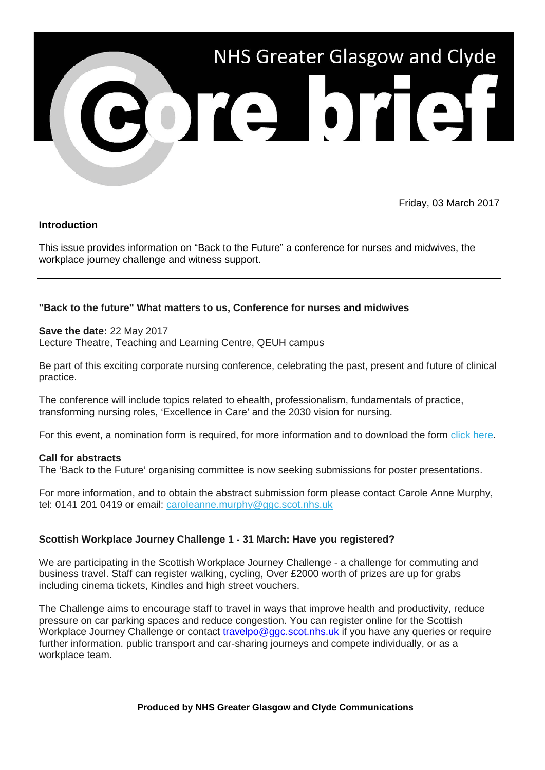# NHS Greater Glasgow and Clyde

# Core brief

Friday, 03 March 2017

**Introduction**

This issue provides information on "Back to the Future" a conference for nurses and midwives, the workplace journey challenge and witness support.

---

**"Back to the future" What matters to us, Conference for nurses and midwives**

**Save the date:** 22 May 2017
Lecture Theatre, Teaching and Learning Centre, QEUH campus

Be part of this exciting corporate nursing conference, celebrating the past, present and future of clinical practice.

The conference will include topics related to ehealth, professionalism, fundamentals of practice, transforming nursing roles, 'Excellence in Care' and the 2030 vision for nursing.

For this event, a nomination form is required, for more information and to download the form click here.

**Call for abstracts**
The 'Back to the Future' organising committee is now seeking submissions for poster presentations.

For more information, and to obtain the abstract submission form please contact Carole Anne Murphy, tel: 0141 201 0419 or email: caroleanne.murphy@ggc.scot.nhs.uk

**Scottish Workplace Journey Challenge 1 - 31 March: Have you registered?**

We are participating in the Scottish Workplace Journey Challenge - a challenge for commuting and business travel. Staff can register walking, cycling, Over £2000 worth of prizes are up for grabs including cinema tickets, Kindles and high street vouchers.

The Challenge aims to encourage staff to travel in ways that improve health and productivity, reduce pressure on car parking spaces and reduce congestion. You can register online for the Scottish Workplace Journey Challenge or contact travelpo@ggc.scot.nhs.uk if you have any queries or require further information. public transport and car-sharing journeys and compete individually, or as a workplace team.

**Produced by NHS Greater Glasgow and Clyde Communications**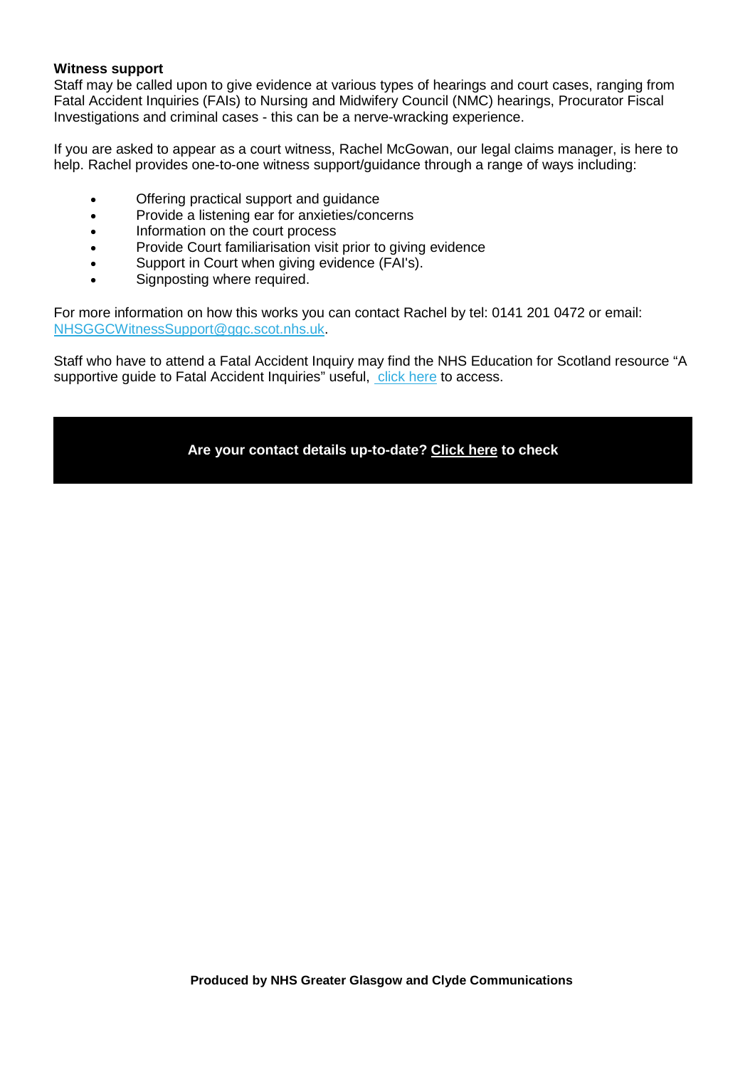**Witness support**

Staff may be called upon to give evidence at various types of hearings and court cases, ranging from Fatal Accident Inquiries (FAIs) to Nursing and Midwifery Council (NMC) hearings, Procurator Fiscal Investigations and criminal cases - this can be a nerve-wracking experience.

If you are asked to appear as a court witness, Rachel McGowan, our legal claims manager, is here to help. Rachel provides one-to-one witness support/guidance through a range of ways including:

- Offering practical support and guidance
- Provide a listening ear for anxieties/concerns
- Information on the court process
- Provide Court familiarisation visit prior to giving evidence
- Support in Court when giving evidence (FAI's).
- Signposting where required.

For more information on how this works you can contact Rachel by tel: 0141 201 0472 or email: NHSGGCWitnessSupport@ggc.scot.nhs.uk.

Staff who have to attend a Fatal Accident Inquiry may find the NHS Education for Scotland resource "A supportive guide to Fatal Accident Inquiries" useful, click here to access.

**Are your contact details up-to-date? Click here to check**

**Produced by NHS Greater Glasgow and Clyde Communications**